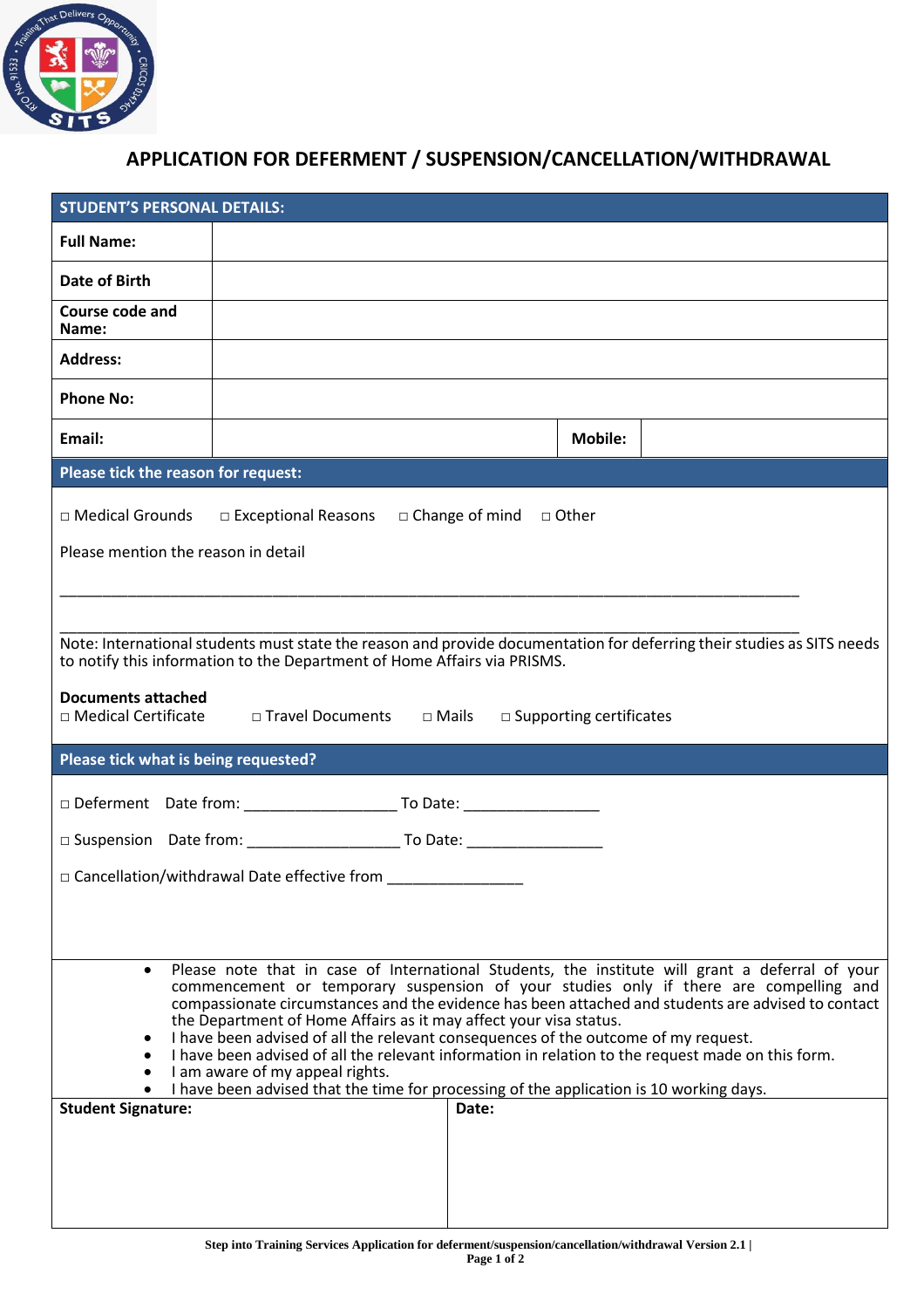# APPLICATION FOR DEFERMENT / SUSPENSION/CANCELLATION/WITHDRAWAL

| STUDENT'S PERSONAL DETAILS: | | | |
|---|---|---|---|
| **Full Name:** | | | |
| **Date of Birth** | | | |
| **Course code and Name:** | | | |
| **Address:** | | | |
| **Phone No:** | | | |
| **Email:** | | **Mobile:** | |

**Please tick the reason for request:**

□ Medical Grounds  □ Exceptional Reasons  □ Change of mind  □ Other

Please mention the reason in detail

_______________________________________________________________________________________

_______________________________________________________________________________________

Note: International students must state the reason and provide documentation for deferring their studies as SITS needs to notify this information to the Department of Home Affairs via PRISMS.

**Documents attached**

□ Medical Certificate  □ Travel Documents  □ Mails  □ Supporting certificates

**Please tick what is being requested?**

□ Deferment  Date from: __________________ To Date: ________________

□ Suspension  Date from: __________________ To Date: ________________

□ Cancellation/withdrawal Date effective from ________________

- Please note that in case of International Students, the institute will grant a deferral of your commencement or temporary suspension of your studies only if there are compelling and compassionate circumstances and the evidence has been attached and students are advised to contact the Department of Home Affairs as it may affect your visa status.
- I have been advised of all the relevant consequences of the outcome of my request.
- I have been advised of all the relevant information in relation to the request made on this form.
- I am aware of my appeal rights.
- I have been advised that the time for processing of the application is 10 working days.

| **Student Signature:** | **Date:** |
|---|---|
| | |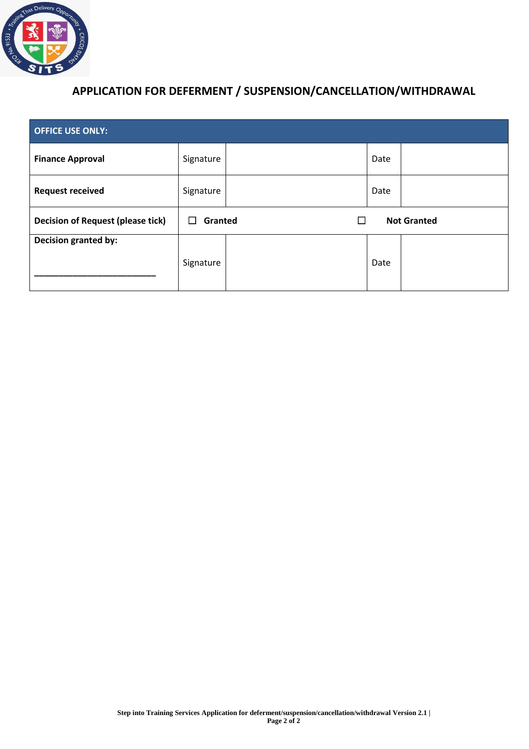# APPLICATION FOR DEFERMENT / SUSPENSION/CANCELLATION/WITHDRAWAL

| OFFICE USE ONLY: | | | | |
|---|---|---|---|---|
| **Finance Approval** | Signature | | Date | |
| **Request received** | Signature | | Date | |
| **Decision of Request (please tick)** | ☐ **Granted** | | ☐ | **Not Granted** |
| **Decision granted by:** ___________________________ | Signature | | Date | |